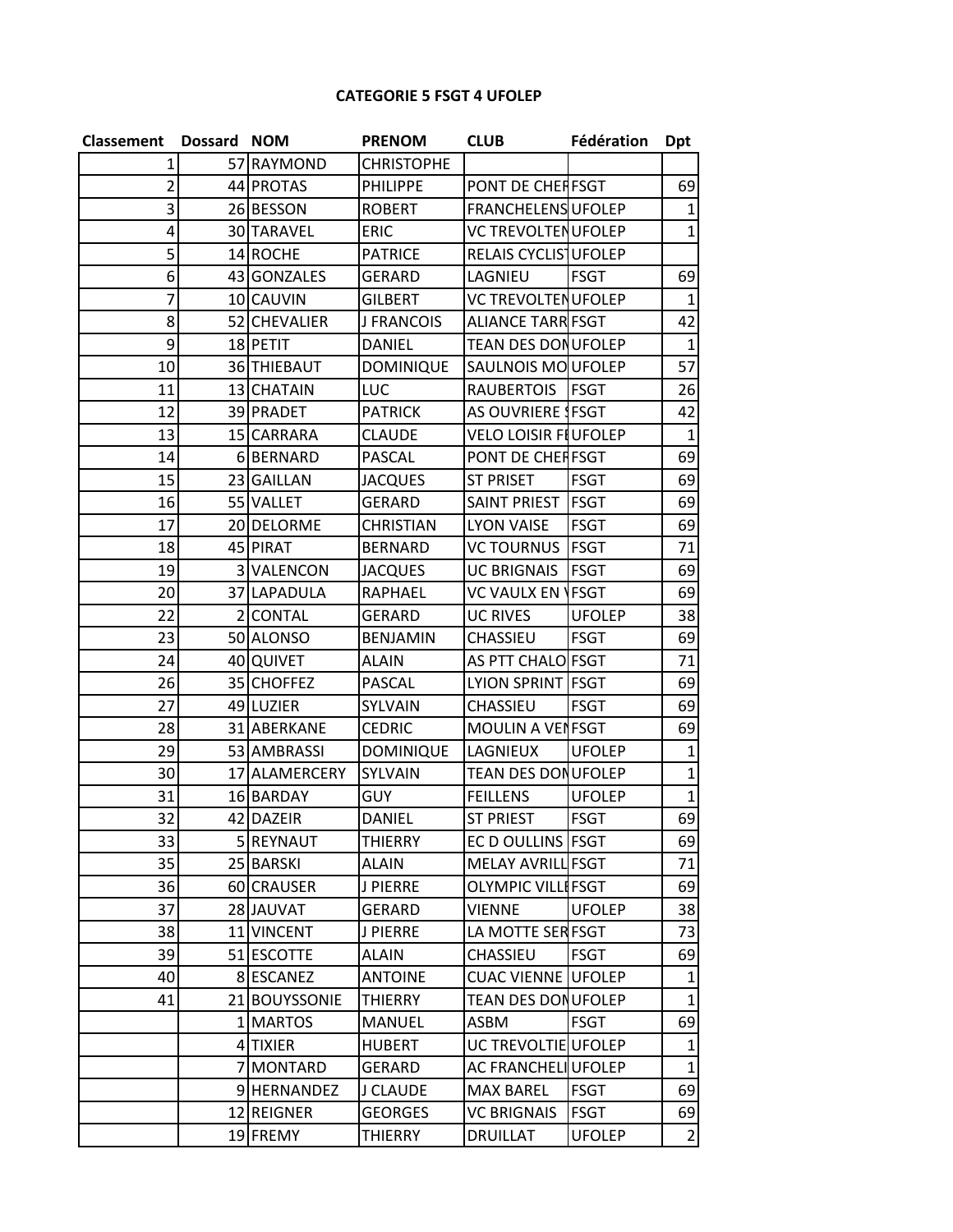**CATEGORIE 5 FSGT 4 UFOLEP**

| Classement | Dossard | NOM | PRENOM | CLUB | Fédération | Dpt |
|---|---|---|---|---|---|---|
| 1 | 57 | RAYMOND | CHRISTOPHE | | | |
| 2 | 44 | PROTAS | PHILIPPE | PONT DE CHEF | FSGT | 69 |
| 3 | 26 | BESSON | ROBERT | FRANCHELENS | UFOLEP | 1 |
| 4 | 30 | TARAVEL | ERIC | VC TREVOLTEN | UFOLEP | 1 |
| 5 | 14 | ROCHE | PATRICE | RELAIS CYCLIST | UFOLEP | |
| 6 | 43 | GONZALES | GERARD | LAGNIEU | FSGT | 69 |
| 7 | 10 | CAUVIN | GILBERT | VC TREVOLTEN | UFOLEP | 1 |
| 8 | 52 | CHEVALIER | J FRANCOIS | ALIANCE TARR | FSGT | 42 |
| 9 | 18 | PETIT | DANIEL | TEAN DES DON | UFOLEP | 1 |
| 10 | 36 | THIEBAUT | DOMINIQUE | SAULNOIS MO | UFOLEP | 57 |
| 11 | 13 | CHATAIN | LUC | RAUBERTOIS | FSGT | 26 |
| 12 | 39 | PRADET | PATRICK | AS OUVRIERE S | FSGT | 42 |
| 13 | 15 | CARRARA | CLAUDE | VELO LOISIR FE | UFOLEP | 1 |
| 14 | 6 | BERNARD | PASCAL | PONT DE CHEF | FSGT | 69 |
| 15 | 23 | GAILLAN | JACQUES | ST PRISET | FSGT | 69 |
| 16 | 55 | VALLET | GERARD | SAINT PRIEST | FSGT | 69 |
| 17 | 20 | DELORME | CHRISTIAN | LYON VAISE | FSGT | 69 |
| 18 | 45 | PIRAT | BERNARD | VC TOURNUS | FSGT | 71 |
| 19 | 3 | VALENCON | JACQUES | UC BRIGNAIS | FSGT | 69 |
| 20 | 37 | LAPADULA | RAPHAEL | VC VAULX EN V | FSGT | 69 |
| 22 | 2 | CONTAL | GERARD | UC RIVES | UFOLEP | 38 |
| 23 | 50 | ALONSO | BENJAMIN | CHASSIEU | FSGT | 69 |
| 24 | 40 | QUIVET | ALAIN | AS PTT CHALO | FSGT | 71 |
| 26 | 35 | CHOFFEZ | PASCAL | LYION SPRINT | FSGT | 69 |
| 27 | 49 | LUZIER | SYLVAIN | CHASSIEU | FSGT | 69 |
| 28 | 31 | ABERKANE | CEDRIC | MOULIN A VEN | FSGT | 69 |
| 29 | 53 | AMBRASSI | DOMINIQUE | LAGNIEUX | UFOLEP | 1 |
| 30 | 17 | ALAMERCERY | SYLVAIN | TEAN DES DON | UFOLEP | 1 |
| 31 | 16 | BARDAY | GUY | FEILLENS | UFOLEP | 1 |
| 32 | 42 | DAZEIR | DANIEL | ST PRIEST | FSGT | 69 |
| 33 | 5 | REYNAUT | THIERRY | EC D OULLINS | FSGT | 69 |
| 35 | 25 | BARSKI | ALAIN | MELAY AVRILL | FSGT | 71 |
| 36 | 60 | CRAUSER | J PIERRE | OLYMPIC VILLE | FSGT | 69 |
| 37 | 28 | JAUVAT | GERARD | VIENNE | UFOLEP | 38 |
| 38 | 11 | VINCENT | J PIERRE | LA MOTTE SER | FSGT | 73 |
| 39 | 51 | ESCOTTE | ALAIN | CHASSIEU | FSGT | 69 |
| 40 | 8 | ESCANEZ | ANTOINE | CUAC VIENNE | UFOLEP | 1 |
| 41 | 21 | BOUYSSONIE | THIERRY | TEAN DES DON | UFOLEP | 1 |
| | 1 | MARTOS | MANUEL | ASBM | FSGT | 69 |
| | 4 | TIXIER | HUBERT | UC TREVOLTIE | UFOLEP | 1 |
| | 7 | MONTARD | GERARD | AC FRANCHELI | UFOLEP | 1 |
| | 9 | HERNANDEZ | J CLAUDE | MAX BAREL | FSGT | 69 |
| | 12 | REIGNER | GEORGES | VC BRIGNAIS | FSGT | 69 |
| | 19 | FREMY | THIERRY | DRUILLAT | UFOLEP | 2 |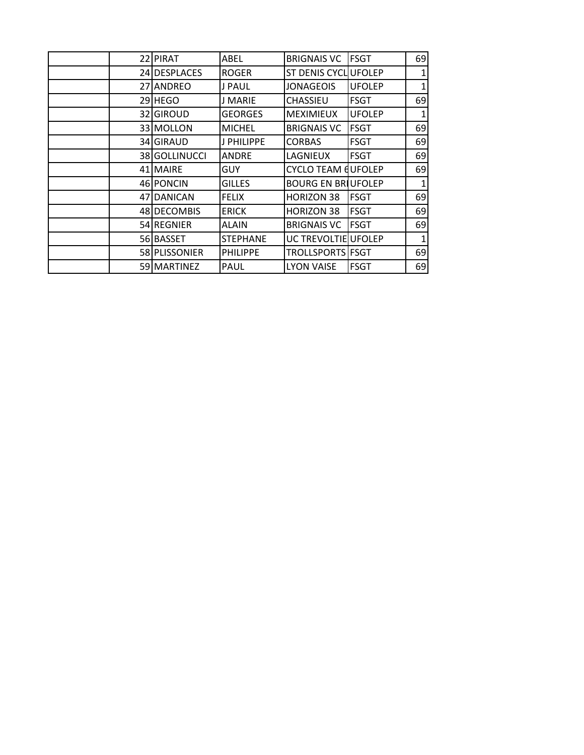| | | | | | | |
|---|---|---|---|---|---|---|
| | 22 | PIRAT | ABEL | BRIGNAIS VC | FSGT | 69 |
| | 24 | DESPLACES | ROGER | ST DENIS CYCL | UFOLEP | 1 |
| | 27 | ANDREO | J PAUL | JONAGEOIS | UFOLEP | 1 |
| | 29 | HEGO | J MARIE | CHASSIEU | FSGT | 69 |
| | 32 | GIROUD | GEORGES | MEXIMIEUX | UFOLEP | 1 |
| | 33 | MOLLON | MICHEL | BRIGNAIS VC | FSGT | 69 |
| | 34 | GIRAUD | J PHILIPPE | CORBAS | FSGT | 69 |
| | 38 | GOLLINUCCI | ANDRE | LAGNIEUX | FSGT | 69 |
| | 41 | MAIRE | GUY | CYCLO TEAM 6 | UFOLEP | 69 |
| | 46 | PONCIN | GILLES | BOURG EN BRI | UFOLEP | 1 |
| | 47 | DANICAN | FELIX | HORIZON 38 | FSGT | 69 |
| | 48 | DECOMBIS | ERICK | HORIZON 38 | FSGT | 69 |
| | 54 | REGNIER | ALAIN | BRIGNAIS VC | FSGT | 69 |
| | 56 | BASSET | STEPHANE | UC TREVOLTIE | UFOLEP | 1 |
| | 58 | PLISSONIER | PHILIPPE | TROLLSPORTS | FSGT | 69 |
| | 59 | MARTINEZ | PAUL | LYON VAISE | FSGT | 69 |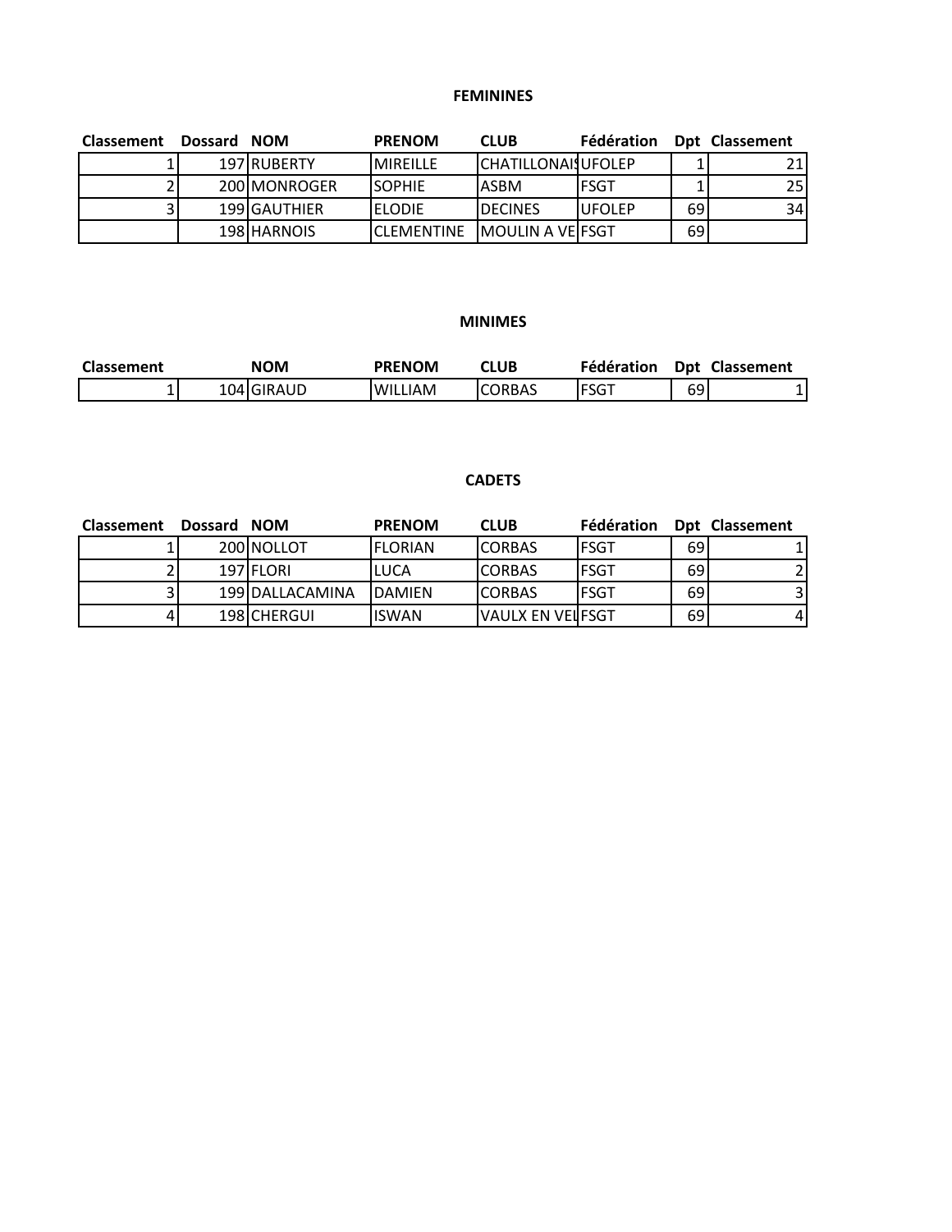### FEMININES

| Classement | Dossard | NOM | PRENOM | CLUB | Fédération | Dpt | Classement |
|---|---|---|---|---|---|---|---|
| 1 | 197 | RUBERTY | MIREILLE | CHATILLONAIS | UFOLEP | 1 | 21 |
| 2 | 200 | MONROGER | SOPHIE | ASBM | FSGT | 1 | 25 |
| 3 | 199 | GAUTHIER | ELODIE | DECINES | UFOLEP | 69 | 34 |
| | 198 | HARNOIS | CLEMENTINE | MOULIN A VE | FSGT | 69 | |

### MINIMES

| Classement | | NOM | PRENOM | CLUB | Fédération | Dpt | Classement |
|---|---|---|---|---|---|---|---|
| 1 | 104 | GIRAUD | WILLIAM | CORBAS | FSGT | 69 | 1 |

### CADETS

| Classement | Dossard | NOM | PRENOM | CLUB | Fédération | Dpt | Classement |
|---|---|---|---|---|---|---|---|
| 1 | 200 | NOLLOT | FLORIAN | CORBAS | FSGT | 69 | 1 |
| 2 | 197 | FLORI | LUCA | CORBAS | FSGT | 69 | 2 |
| 3 | 199 | DALLACAMINA | DAMIEN | CORBAS | FSGT | 69 | 3 |
| 4 | 198 | CHERGUI | ISWAN | VAULX EN VEL | FSGT | 69 | 4 |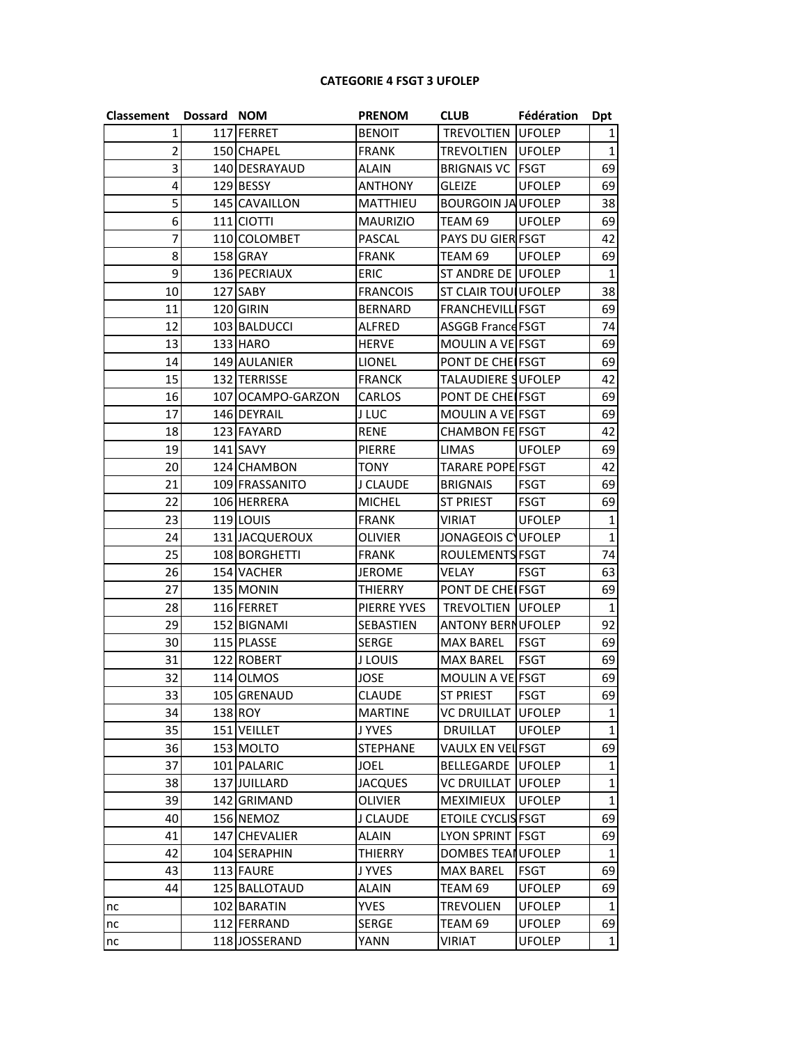**CATEGORIE 4 FSGT 3 UFOLEP**

| Classement | Dossard | NOM | PRENOM | CLUB | Fédération | Dpt |
|---|---|---|---|---|---|---|
| 1 | 117 | FERRET | BENOIT | TREVOLTIEN | UFOLEP | 1 |
| 2 | 150 | CHAPEL | FRANK | TREVOLTIEN | UFOLEP | 1 |
| 3 | 140 | DESRAYAUD | ALAIN | BRIGNAIS VC | FSGT | 69 |
| 4 | 129 | BESSY | ANTHONY | GLEIZE | UFOLEP | 69 |
| 5 | 145 | CAVAILLON | MATTHIEU | BOURGOIN JA | UFOLEP | 38 |
| 6 | 111 | CIOTTI | MAURIZIO | TEAM 69 | UFOLEP | 69 |
| 7 | 110 | COLOMBET | PASCAL | PAYS DU GIER | FSGT | 42 |
| 8 | 158 | GRAY | FRANK | TEAM 69 | UFOLEP | 69 |
| 9 | 136 | PECRIAUX | ERIC | ST ANDRE DE | UFOLEP | 1 |
| 10 | 127 | SABY | FRANCOIS | ST CLAIR TOU | UFOLEP | 38 |
| 11 | 120 | GIRIN | BERNARD | FRANCHEVILL | FSGT | 69 |
| 12 | 103 | BALDUCCI | ALFRED | ASGGB France | FSGT | 74 |
| 13 | 133 | HARO | HERVE | MOULIN A VE | FSGT | 69 |
| 14 | 149 | AULANIER | LIONEL | PONT DE CHE | FSGT | 69 |
| 15 | 132 | TERRISSE | FRANCK | TALAUDIERE S | UFOLEP | 42 |
| 16 | 107 | OCAMPO-GARZON | CARLOS | PONT DE CHE | FSGT | 69 |
| 17 | 146 | DEYRAIL | J LUC | MOULIN A VE | FSGT | 69 |
| 18 | 123 | FAYARD | RENE | CHAMBON FE | FSGT | 42 |
| 19 | 141 | SAVY | PIERRE | LIMAS | UFOLEP | 69 |
| 20 | 124 | CHAMBON | TONY | TARARE POPE | FSGT | 42 |
| 21 | 109 | FRASSANITO | J CLAUDE | BRIGNAIS | FSGT | 69 |
| 22 | 106 | HERRERA | MICHEL | ST PRIEST | FSGT | 69 |
| 23 | 119 | LOUIS | FRANK | VIRIAT | UFOLEP | 1 |
| 24 | 131 | JACQUEROUX | OLIVIER | JONAGEOIS C | UFOLEP | 1 |
| 25 | 108 | BORGHETTI | FRANK | ROULEMENTS | FSGT | 74 |
| 26 | 154 | VACHER | JEROME | VELAY | FSGT | 63 |
| 27 | 135 | MONIN | THIERRY | PONT DE CHE | FSGT | 69 |
| 28 | 116 | FERRET | PIERRE YVES | TREVOLTIEN | UFOLEP | 1 |
| 29 | 152 | BIGNAMI | SEBASTIEN | ANTONY BERN | UFOLEP | 92 |
| 30 | 115 | PLASSE | SERGE | MAX BAREL | FSGT | 69 |
| 31 | 122 | ROBERT | J LOUIS | MAX BAREL | FSGT | 69 |
| 32 | 114 | OLMOS | JOSE | MOULIN A VE | FSGT | 69 |
| 33 | 105 | GRENAUD | CLAUDE | ST PRIEST | FSGT | 69 |
| 34 | 138 | ROY | MARTINE | VC DRUILLAT | UFOLEP | 1 |
| 35 | 151 | VEILLET | J YVES | DRUILLAT | UFOLEP | 1 |
| 36 | 153 | MOLTO | STEPHANE | VAULX EN VEL | FSGT | 69 |
| 37 | 101 | PALARIC | JOEL | BELLEGARDE | UFOLEP | 1 |
| 38 | 137 | JUILLARD | JACQUES | VC DRUILLAT | UFOLEP | 1 |
| 39 | 142 | GRIMAND | OLIVIER | MEXIMIEUX | UFOLEP | 1 |
| 40 | 156 | NEMOZ | J CLAUDE | ETOILE CYCLIS | FSGT | 69 |
| 41 | 147 | CHEVALIER | ALAIN | LYON SPRINT | FSGT | 69 |
| 42 | 104 | SERAPHIN | THIERRY | DOMBES TEAI | UFOLEP | 1 |
| 43 | 113 | FAURE | J YVES | MAX BAREL | FSGT | 69 |
| 44 | 125 | BALLOTAUD | ALAIN | TEAM 69 | UFOLEP | 69 |
| nc | 102 | BARATIN | YVES | TREVOLIEN | UFOLEP | 1 |
| nc | 112 | FERRAND | SERGE | TEAM 69 | UFOLEP | 69 |
| nc | 118 | JOSSERAND | YANN | VIRIAT | UFOLEP | 1 |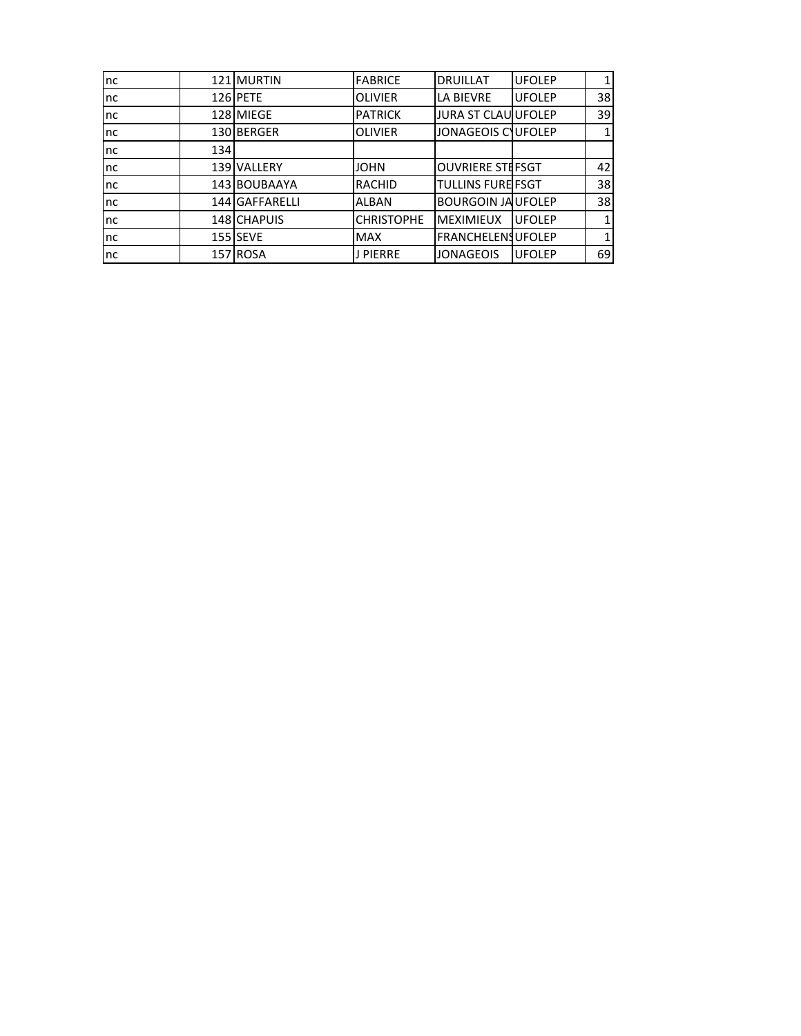| | | | | | | |
|---|---|---|---|---|---|---|
| nc | 121 | MURTIN | FABRICE | DRUILLAT | UFOLEP | 1 |
| nc | 126 | PETE | OLIVIER | LA BIEVRE | UFOLEP | 38 |
| nc | 128 | MIEGE | PATRICK | JURA ST CLAU | UFOLEP | 39 |
| nc | 130 | BERGER | OLIVIER | JONAGEOIS C | UFOLEP | 1 |
| nc | 134 | | | | | |
| nc | 139 | VALLERY | JOHN | OUVRIERE STE | FSGT | 42 |
| nc | 143 | BOUBAAYA | RACHID | TULLINS FURE | FSGT | 38 |
| nc | 144 | GAFFARELLI | ALBAN | BOURGOIN JA | UFOLEP | 38 |
| nc | 148 | CHAPUIS | CHRISTOPHE | MEXIMIEUX | UFOLEP | 1 |
| nc | 155 | SEVE | MAX | FRANCHELENS | UFOLEP | 1 |
| nc | 157 | ROSA | J PIERRE | JONAGEOIS | UFOLEP | 69 |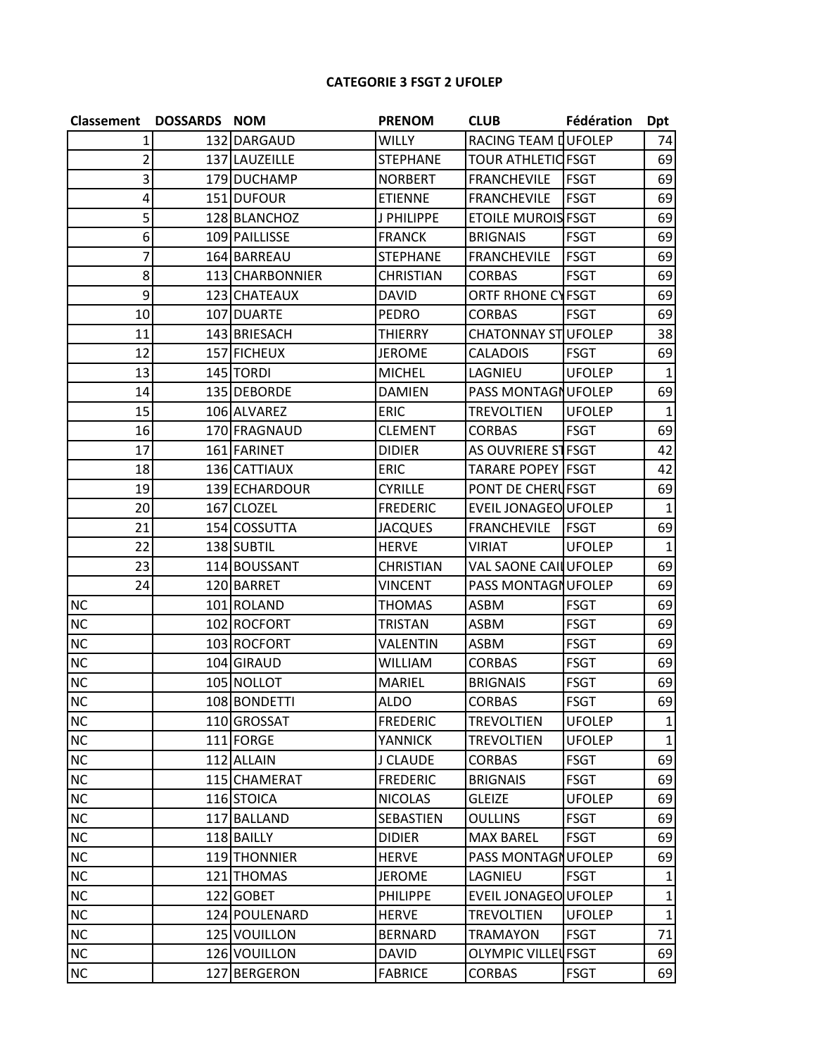**CATEGORIE 3 FSGT 2 UFOLEP**

| Classement | DOSSARDS | NOM | PRENOM | CLUB | Fédération | Dpt |
|---|---|---|---|---|---|---|
| 1 | 132 | DARGAUD | WILLY | RACING TEAM D | UFOLEP | 74 |
| 2 | 137 | LAUZEILLE | STEPHANE | TOUR ATHLETIC | FSGT | 69 |
| 3 | 179 | DUCHAMP | NORBERT | FRANCHEVILE | FSGT | 69 |
| 4 | 151 | DUFOUR | ETIENNE | FRANCHEVILE | FSGT | 69 |
| 5 | 128 | BLANCHOZ | J PHILIPPE | ETOILE MUROIS | FSGT | 69 |
| 6 | 109 | PAILLISSE | FRANCK | BRIGNAIS | FSGT | 69 |
| 7 | 164 | BARREAU | STEPHANE | FRANCHEVILE | FSGT | 69 |
| 8 | 113 | CHARBONNIER | CHRISTIAN | CORBAS | FSGT | 69 |
| 9 | 123 | CHATEAUX | DAVID | ORTF RHONE CY | FSGT | 69 |
| 10 | 107 | DUARTE | PEDRO | CORBAS | FSGT | 69 |
| 11 | 143 | BRIESACH | THIERRY | CHATONNAY ST | UFOLEP | 38 |
| 12 | 157 | FICHEUX | JEROME | CALADOIS | FSGT | 69 |
| 13 | 145 | TORDI | MICHEL | LAGNIEU | UFOLEP | 1 |
| 14 | 135 | DEBORDE | DAMIEN | PASS MONTAGN | UFOLEP | 69 |
| 15 | 106 | ALVAREZ | ERIC | TREVOLTIEN | UFOLEP | 1 |
| 16 | 170 | FRAGNAUD | CLEMENT | CORBAS | FSGT | 69 |
| 17 | 161 | FARINET | DIDIER | AS OUVRIERE ST | FSGT | 42 |
| 18 | 136 | CATTIAUX | ERIC | TARARE POPEY | FSGT | 42 |
| 19 | 139 | ECHARDOUR | CYRILLE | PONT DE CHERU | FSGT | 69 |
| 20 | 167 | CLOZEL | FREDERIC | EVEIL JONAGEO | UFOLEP | 1 |
| 21 | 154 | COSSUTTA | JACQUES | FRANCHEVILE | FSGT | 69 |
| 22 | 138 | SUBTIL | HERVE | VIRIAT | UFOLEP | 1 |
| 23 | 114 | BOUSSANT | CHRISTIAN | VAL SAONE CAIL | UFOLEP | 69 |
| 24 | 120 | BARRET | VINCENT | PASS MONTAGN | UFOLEP | 69 |
| NC | 101 | ROLAND | THOMAS | ASBM | FSGT | 69 |
| NC | 102 | ROCFORT | TRISTAN | ASBM | FSGT | 69 |
| NC | 103 | ROCFORT | VALENTIN | ASBM | FSGT | 69 |
| NC | 104 | GIRAUD | WILLIAM | CORBAS | FSGT | 69 |
| NC | 105 | NOLLOT | MARIEL | BRIGNAIS | FSGT | 69 |
| NC | 108 | BONDETTI | ALDO | CORBAS | FSGT | 69 |
| NC | 110 | GROSSAT | FREDERIC | TREVOLTIEN | UFOLEP | 1 |
| NC | 111 | FORGE | YANNICK | TREVOLTIEN | UFOLEP | 1 |
| NC | 112 | ALLAIN | J CLAUDE | CORBAS | FSGT | 69 |
| NC | 115 | CHAMERAT | FREDERIC | BRIGNAIS | FSGT | 69 |
| NC | 116 | STOICA | NICOLAS | GLEIZE | UFOLEP | 69 |
| NC | 117 | BALLAND | SEBASTIEN | OULLINS | FSGT | 69 |
| NC | 118 | BAILLY | DIDIER | MAX BAREL | FSGT | 69 |
| NC | 119 | THONNIER | HERVE | PASS MONTAGN | UFOLEP | 69 |
| NC | 121 | THOMAS | JEROME | LAGNIEU | FSGT | 1 |
| NC | 122 | GOBET | PHILIPPE | EVEIL JONAGEO | UFOLEP | 1 |
| NC | 124 | POULENARD | HERVE | TREVOLTIEN | UFOLEP | 1 |
| NC | 125 | VOUILLON | BERNARD | TRAMAYON | FSGT | 71 |
| NC | 126 | VOUILLON | DAVID | OLYMPIC VILLEU | FSGT | 69 |
| NC | 127 | BERGERON | FABRICE | CORBAS | FSGT | 69 |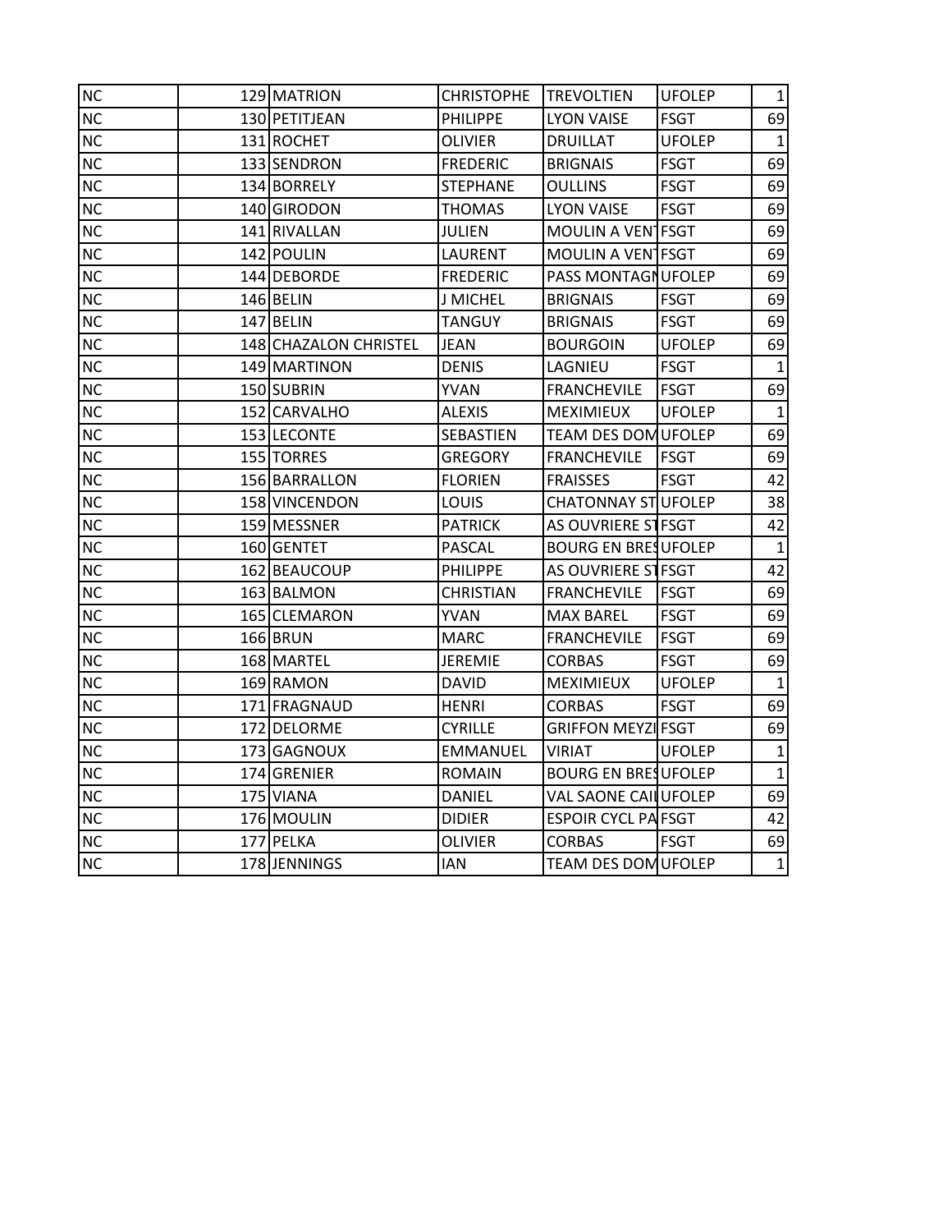| NC | 129 | MATRION | CHRISTOPHE | TREVOLTIEN | UFOLEP | 1 |
|---|---|---|---|---|---|---|
| NC | 130 | PETITJEAN | PHILIPPE | LYON VAISE | FSGT | 69 |
| NC | 131 | ROCHET | OLIVIER | DRUILLAT | UFOLEP | 1 |
| NC | 133 | SENDRON | FREDERIC | BRIGNAIS | FSGT | 69 |
| NC | 134 | BORRELY | STEPHANE | OULLINS | FSGT | 69 |
| NC | 140 | GIRODON | THOMAS | LYON VAISE | FSGT | 69 |
| NC | 141 | RIVALLAN | JULIEN | MOULIN A VENT | FSGT | 69 |
| NC | 142 | POULIN | LAURENT | MOULIN A VENT | FSGT | 69 |
| NC | 144 | DEBORDE | FREDERIC | PASS MONTAGN | UFOLEP | 69 |
| NC | 146 | BELIN | J MICHEL | BRIGNAIS | FSGT | 69 |
| NC | 147 | BELIN | TANGUY | BRIGNAIS | FSGT | 69 |
| NC | 148 | CHAZALON CHRISTEL | JEAN | BOURGOIN | UFOLEP | 69 |
| NC | 149 | MARTINON | DENIS | LAGNIEU | FSGT | 1 |
| NC | 150 | SUBRIN | YVAN | FRANCHEVILE | FSGT | 69 |
| NC | 152 | CARVALHO | ALEXIS | MEXIMIEUX | UFOLEP | 1 |
| NC | 153 | LECONTE | SEBASTIEN | TEAM DES DOM | UFOLEP | 69 |
| NC | 155 | TORRES | GREGORY | FRANCHEVILE | FSGT | 69 |
| NC | 156 | BARRALLON | FLORIEN | FRAISSES | FSGT | 42 |
| NC | 158 | VINCENDON | LOUIS | CHATONNAY ST | UFOLEP | 38 |
| NC | 159 | MESSNER | PATRICK | AS OUVRIERE ST | FSGT | 42 |
| NC | 160 | GENTET | PASCAL | BOURG EN BRES | UFOLEP | 1 |
| NC | 162 | BEAUCOUP | PHILIPPE | AS OUVRIERE ST | FSGT | 42 |
| NC | 163 | BALMON | CHRISTIAN | FRANCHEVILE | FSGT | 69 |
| NC | 165 | CLEMARON | YVAN | MAX BAREL | FSGT | 69 |
| NC | 166 | BRUN | MARC | FRANCHEVILE | FSGT | 69 |
| NC | 168 | MARTEL | JEREMIE | CORBAS | FSGT | 69 |
| NC | 169 | RAMON | DAVID | MEXIMIEUX | UFOLEP | 1 |
| NC | 171 | FRAGNAUD | HENRI | CORBAS | FSGT | 69 |
| NC | 172 | DELORME | CYRILLE | GRIFFON MEYZI | FSGT | 69 |
| NC | 173 | GAGNOUX | EMMANUEL | VIRIAT | UFOLEP | 1 |
| NC | 174 | GRENIER | ROMAIN | BOURG EN BRES | UFOLEP | 1 |
| NC | 175 | VIANA | DANIEL | VAL SAONE CAIL | UFOLEP | 69 |
| NC | 176 | MOULIN | DIDIER | ESPOIR CYCL PA | FSGT | 42 |
| NC | 177 | PELKA | OLIVIER | CORBAS | FSGT | 69 |
| NC | 178 | JENNINGS | IAN | TEAM DES DOM | UFOLEP | 1 |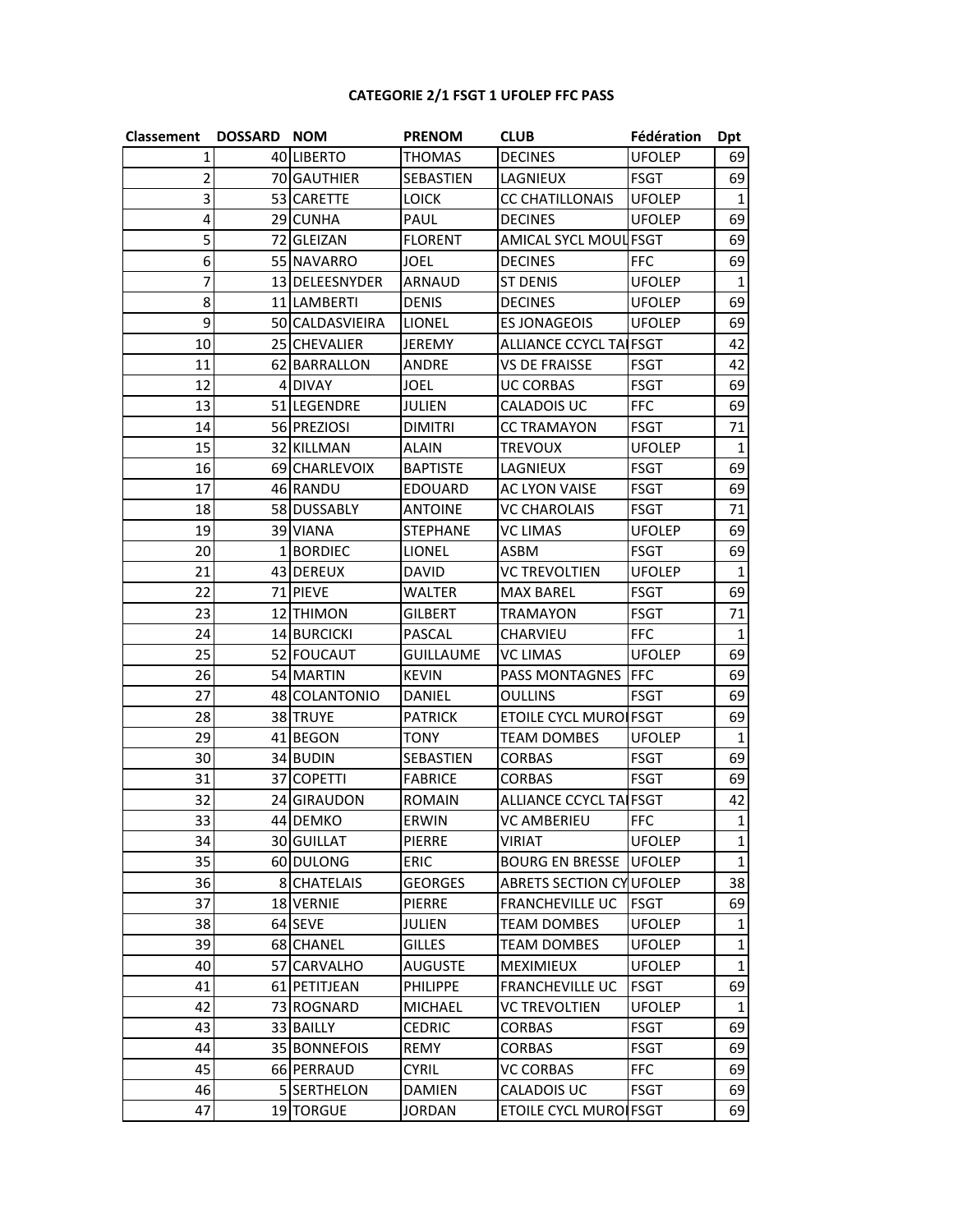## CATEGORIE 2/1 FSGT 1 UFOLEP FFC PASS

| Classement | DOSSARD | NOM | PRENOM | CLUB | Fédération | Dpt |
|---|---|---|---|---|---|---|
| 1 | 40 | LIBERTO | THOMAS | DECINES | UFOLEP | 69 |
| 2 | 70 | GAUTHIER | SEBASTIEN | LAGNIEUX | FSGT | 69 |
| 3 | 53 | CARETTE | LOICK | CC CHATILLONAIS | UFOLEP | 1 |
| 4 | 29 | CUNHA | PAUL | DECINES | UFOLEP | 69 |
| 5 | 72 | GLEIZAN | FLORENT | AMICAL SYCL MOUL | FSGT | 69 |
| 6 | 55 | NAVARRO | JOEL | DECINES | FFC | 69 |
| 7 | 13 | DELEESNYDER | ARNAUD | ST DENIS | UFOLEP | 1 |
| 8 | 11 | LAMBERTI | DENIS | DECINES | UFOLEP | 69 |
| 9 | 50 | CALDASVIEIRA | LIONEL | ES JONAGEOIS | UFOLEP | 69 |
| 10 | 25 | CHEVALIER | JEREMY | ALLIANCE CCYCL TA | FSGT | 42 |
| 11 | 62 | BARRALLON | ANDRE | VS DE FRAISSE | FSGT | 42 |
| 12 | 4 | DIVAY | JOEL | UC CORBAS | FSGT | 69 |
| 13 | 51 | LEGENDRE | JULIEN | CALADOIS UC | FFC | 69 |
| 14 | 56 | PREZIOSI | DIMITRI | CC TRAMAYON | FSGT | 71 |
| 15 | 32 | KILLMAN | ALAIN | TREVOUX | UFOLEP | 1 |
| 16 | 69 | CHARLEVOIX | BAPTISTE | LAGNIEUX | FSGT | 69 |
| 17 | 46 | RANDU | EDOUARD | AC LYON VAISE | FSGT | 69 |
| 18 | 58 | DUSSABLY | ANTOINE | VC CHAROLAIS | FSGT | 71 |
| 19 | 39 | VIANA | STEPHANE | VC LIMAS | UFOLEP | 69 |
| 20 | 1 | BORDIEC | LIONEL | ASBM | FSGT | 69 |
| 21 | 43 | DEREUX | DAVID | VC TREVOLTIEN | UFOLEP | 1 |
| 22 | 71 | PIEVE | WALTER | MAX BAREL | FSGT | 69 |
| 23 | 12 | THIMON | GILBERT | TRAMAYON | FSGT | 71 |
| 24 | 14 | BURCICKI | PASCAL | CHARVIEU | FFC | 1 |
| 25 | 52 | FOUCAUT | GUILLAUME | VC LIMAS | UFOLEP | 69 |
| 26 | 54 | MARTIN | KEVIN | PASS MONTAGNES | FFC | 69 |
| 27 | 48 | COLANTONIO | DANIEL | OULLINS | FSGT | 69 |
| 28 | 38 | TRUYE | PATRICK | ETOILE CYCL MURO | FSGT | 69 |
| 29 | 41 | BEGON | TONY | TEAM DOMBES | UFOLEP | 1 |
| 30 | 34 | BUDIN | SEBASTIEN | CORBAS | FSGT | 69 |
| 31 | 37 | COPETTI | FABRICE | CORBAS | FSGT | 69 |
| 32 | 24 | GIRAUDON | ROMAIN | ALLIANCE CCYCL TA | FSGT | 42 |
| 33 | 44 | DEMKO | ERWIN | VC AMBERIEU | FFC | 1 |
| 34 | 30 | GUILLAT | PIERRE | VIRIAT | UFOLEP | 1 |
| 35 | 60 | DULONG | ERIC | BOURG EN BRESSE | UFOLEP | 1 |
| 36 | 8 | CHATELAIS | GEORGES | ABRETS SECTION CY | UFOLEP | 38 |
| 37 | 18 | VERNIE | PIERRE | FRANCHEVILLE UC | FSGT | 69 |
| 38 | 64 | SEVE | JULIEN | TEAM DOMBES | UFOLEP | 1 |
| 39 | 68 | CHANEL | GILLES | TEAM DOMBES | UFOLEP | 1 |
| 40 | 57 | CARVALHO | AUGUSTE | MEXIMIEUX | UFOLEP | 1 |
| 41 | 61 | PETITJEAN | PHILIPPE | FRANCHEVILLE UC | FSGT | 69 |
| 42 | 73 | ROGNARD | MICHAEL | VC TREVOLTIEN | UFOLEP | 1 |
| 43 | 33 | BAILLY | CEDRIC | CORBAS | FSGT | 69 |
| 44 | 35 | BONNEFOIS | REMY | CORBAS | FSGT | 69 |
| 45 | 66 | PERRAUD | CYRIL | VC CORBAS | FFC | 69 |
| 46 | 5 | SERTHELON | DAMIEN | CALADOIS UC | FSGT | 69 |
| 47 | 19 | TORGUE | JORDAN | ETOILE CYCL MURO | FSGT | 69 |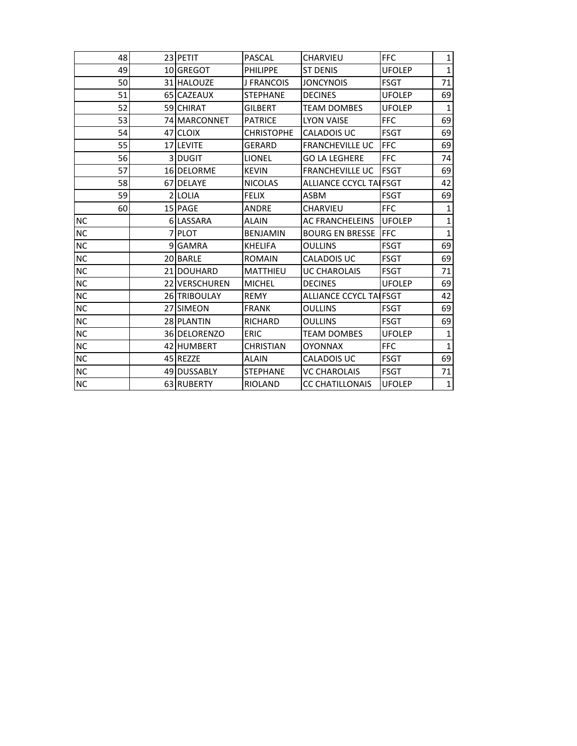| | | | | | | |
|---|---|---|---|---|---|---|
| 48 | 23 | PETIT | PASCAL | CHARVIEU | FFC | 1 |
| 49 | 10 | GREGOT | PHILIPPE | ST DENIS | UFOLEP | 1 |
| 50 | 31 | HALOUZE | J FRANCOIS | JONCYNOIS | FSGT | 71 |
| 51 | 65 | CAZEAUX | STEPHANE | DECINES | UFOLEP | 69 |
| 52 | 59 | CHIRAT | GILBERT | TEAM DOMBES | UFOLEP | 1 |
| 53 | 74 | MARCONNET | PATRICE | LYON VAISE | FFC | 69 |
| 54 | 47 | CLOIX | CHRISTOPHE | CALADOIS UC | FSGT | 69 |
| 55 | 17 | LEVITE | GERARD | FRANCHEVILLE UC | FFC | 69 |
| 56 | 3 | DUGIT | LIONEL | GO LA LEGHERE | FFC | 74 |
| 57 | 16 | DELORME | KEVIN | FRANCHEVILLE UC | FSGT | 69 |
| 58 | 67 | DELAYE | NICOLAS | ALLIANCE CCYCL TAI | FSGT | 42 |
| 59 | 2 | LOLIA | FELIX | ASBM | FSGT | 69 |
| 60 | 15 | PAGE | ANDRE | CHARVIEU | FFC | 1 |
| NC | 6 | LASSARA | ALAIN | AC FRANCHELEINS | UFOLEP | 1 |
| NC | 7 | PLOT | BENJAMIN | BOURG EN BRESSE | FFC | 1 |
| NC | 9 | GAMRA | KHELIFA | OULLINS | FSGT | 69 |
| NC | 20 | BARLE | ROMAIN | CALADOIS UC | FSGT | 69 |
| NC | 21 | DOUHARD | MATTHIEU | UC CHAROLAIS | FSGT | 71 |
| NC | 22 | VERSCHUREN | MICHEL | DECINES | UFOLEP | 69 |
| NC | 26 | TRIBOULAY | REMY | ALLIANCE CCYCL TAI | FSGT | 42 |
| NC | 27 | SIMEON | FRANK | OULLINS | FSGT | 69 |
| NC | 28 | PLANTIN | RICHARD | OULLINS | FSGT | 69 |
| NC | 36 | DELORENZO | ERIC | TEAM DOMBES | UFOLEP | 1 |
| NC | 42 | HUMBERT | CHRISTIAN | OYONNAX | FFC | 1 |
| NC | 45 | REZZE | ALAIN | CALADOIS UC | FSGT | 69 |
| NC | 49 | DUSSABLY | STEPHANE | VC CHAROLAIS | FSGT | 71 |
| NC | 63 | RUBERTY | RIOLAND | CC CHATILLONAIS | UFOLEP | 1 |